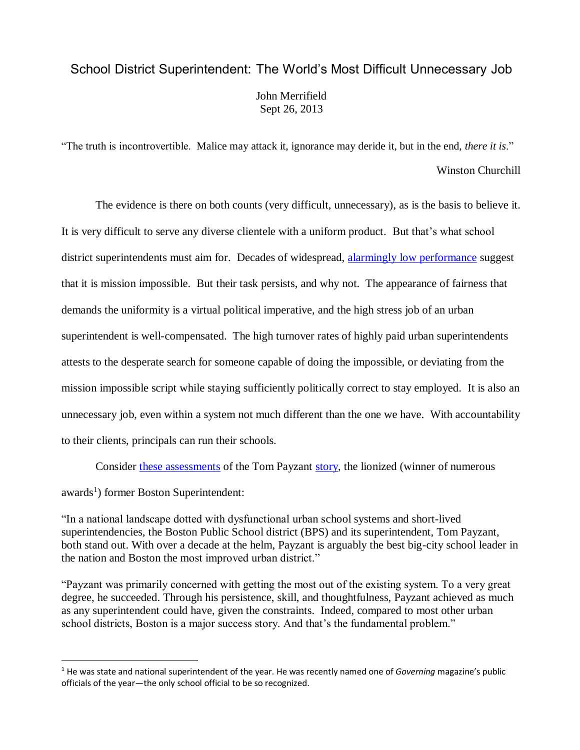# School District Superintendent: The World's Most Difficult Unnecessary Job

John Merrifield
Sept 26, 2013

"The truth is incontrovertible. Malice may attack it, ignorance may deride it, but in the end, *there it is*."

Winston Churchill

The evidence is there on both counts (very difficult, unnecessary), as is the basis to believe it. It is very difficult to serve any diverse clientele with a uniform product. But that's what school district superintendents must aim for. Decades of widespread, alarmingly low performance suggest that it is mission impossible. But their task persists, and why not. The appearance of fairness that demands the uniformity is a virtual political imperative, and the high stress job of an urban superintendent is well-compensated. The high turnover rates of highly paid urban superintendents attests to the desperate search for someone capable of doing the impossible, or deviating from the mission impossible script while staying sufficiently politically correct to stay employed. It is also an unnecessary job, even within a system not much different than the one we have. With accountability to their clients, principals can run their schools.

Consider these assessments of the Tom Payzant story, the lionized (winner of numerous awards[1]) former Boston Superintendent:

"In a national landscape dotted with dysfunctional urban school systems and short-lived superintendencies, the Boston Public School district (BPS) and its superintendent, Tom Payzant, both stand out. With over a decade at the helm, Payzant is arguably the best big-city school leader in the nation and Boston the most improved urban district."

"Payzant was primarily concerned with getting the most out of the existing system. To a very great degree, he succeeded. Through his persistence, skill, and thoughtfulness, Payzant achieved as much as any superintendent could have, given the constraints. Indeed, compared to most other urban school districts, Boston is a major success story. And that's the fundamental problem."

[1] He was state and national superintendent of the year. He was recently named one of *Governing* magazine's public officials of the year—the only school official to be so recognized.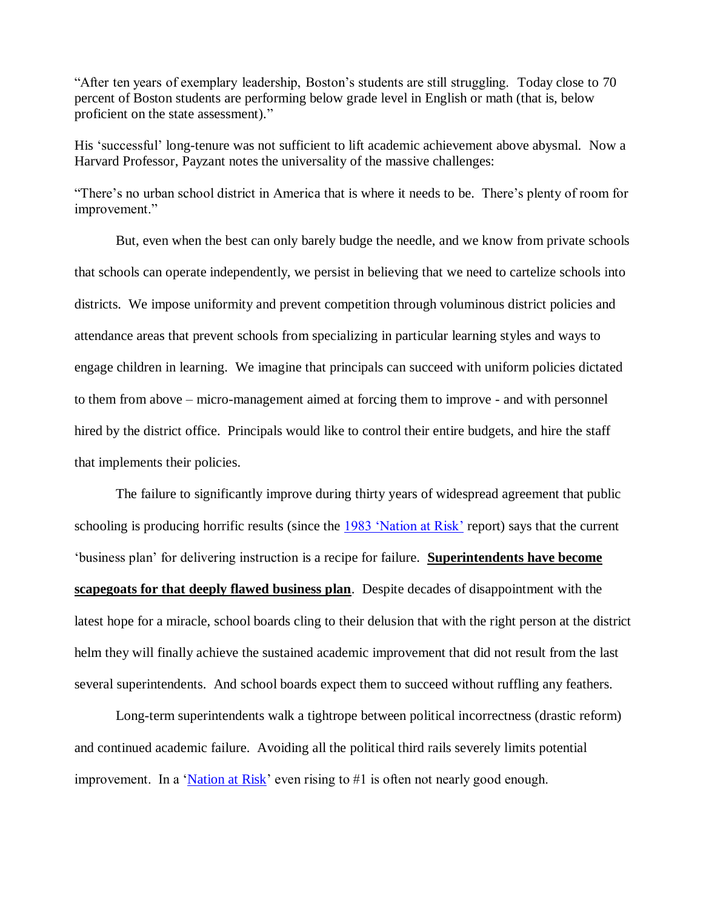"After ten years of exemplary leadership, Boston's students are still struggling. Today close to 70 percent of Boston students are performing below grade level in English or math (that is, below proficient on the state assessment)."

His 'successful' long-tenure was not sufficient to lift academic achievement above abysmal. Now a Harvard Professor, Payzant notes the universality of the massive challenges:

"There's no urban school district in America that is where it needs to be. There's plenty of room for improvement."

But, even when the best can only barely budge the needle, and we know from private schools that schools can operate independently, we persist in believing that we need to cartelize schools into districts. We impose uniformity and prevent competition through voluminous district policies and attendance areas that prevent schools from specializing in particular learning styles and ways to engage children in learning. We imagine that principals can succeed with uniform policies dictated to them from above – micro-management aimed at forcing them to improve - and with personnel hired by the district office. Principals would like to control their entire budgets, and hire the staff that implements their policies.

The failure to significantly improve during thirty years of widespread agreement that public schooling is producing horrific results (since the 1983 'Nation at Risk' report) says that the current 'business plan' for delivering instruction is a recipe for failure. **Superintendents have become scapegoats for that deeply flawed business plan**. Despite decades of disappointment with the latest hope for a miracle, school boards cling to their delusion that with the right person at the district helm they will finally achieve the sustained academic improvement that did not result from the last several superintendents. And school boards expect them to succeed without ruffling any feathers.

Long-term superintendents walk a tightrope between political incorrectness (drastic reform) and continued academic failure. Avoiding all the political third rails severely limits potential improvement. In a 'Nation at Risk' even rising to #1 is often not nearly good enough.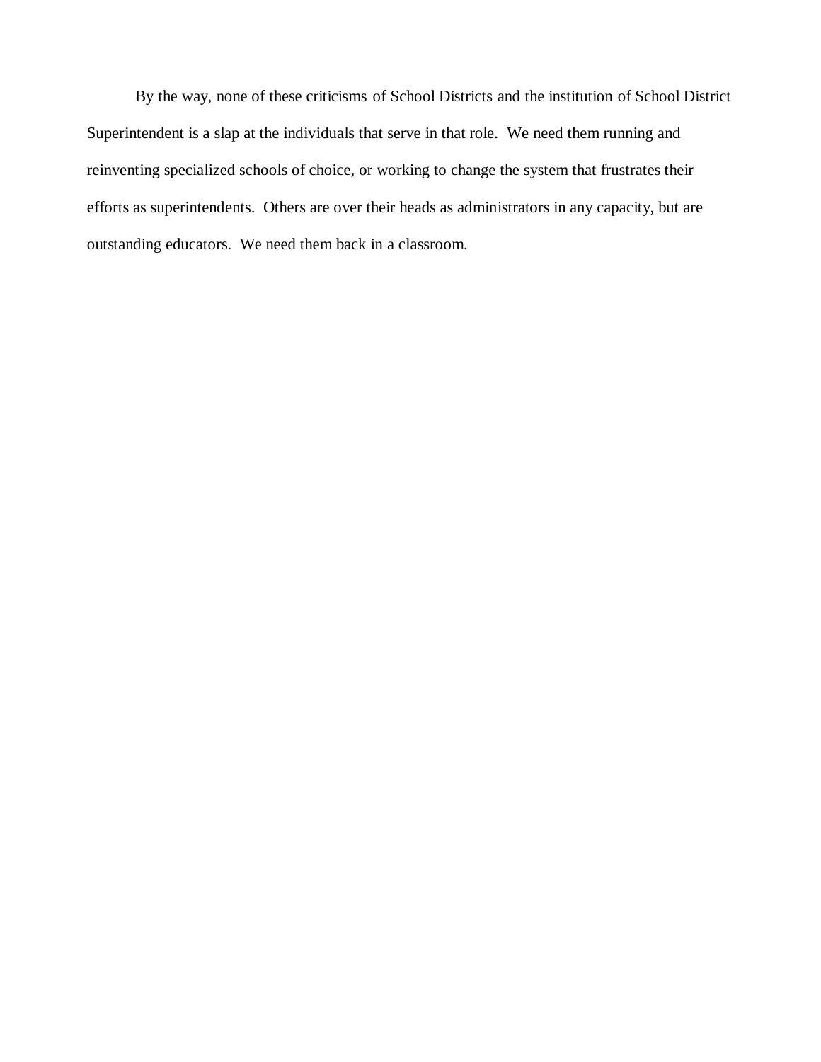By the way, none of these criticisms of School Districts and the institution of School District Superintendent is a slap at the individuals that serve in that role. We need them running and reinventing specialized schools of choice, or working to change the system that frustrates their efforts as superintendents. Others are over their heads as administrators in any capacity, but are outstanding educators. We need them back in a classroom.